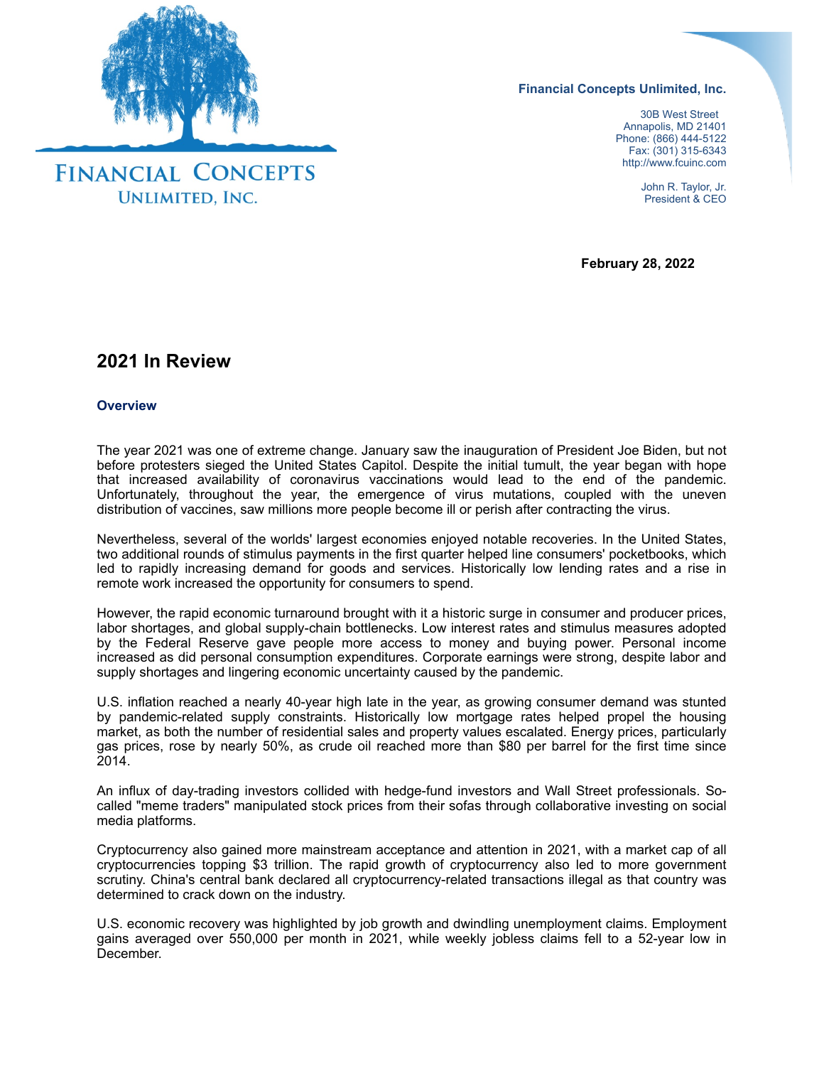**Financial Concepts Unlimited, Inc.**

30B West Street
Annapolis, MD 21401
Phone: (866) 444-5122
Fax: (301) 315-6343
http://www.fcuinc.com

John R. Taylor, Jr.
President & CEO

**February 28, 2022**

# 2021 In Review

### Overview

The year 2021 was one of extreme change. January saw the inauguration of President Joe Biden, but not before protesters sieged the United States Capitol. Despite the initial tumult, the year began with hope that increased availability of coronavirus vaccinations would lead to the end of the pandemic. Unfortunately, throughout the year, the emergence of virus mutations, coupled with the uneven distribution of vaccines, saw millions more people become ill or perish after contracting the virus.

Nevertheless, several of the worlds' largest economies enjoyed notable recoveries. In the United States, two additional rounds of stimulus payments in the first quarter helped line consumers' pocketbooks, which led to rapidly increasing demand for goods and services. Historically low lending rates and a rise in remote work increased the opportunity for consumers to spend.

However, the rapid economic turnaround brought with it a historic surge in consumer and producer prices, labor shortages, and global supply-chain bottlenecks. Low interest rates and stimulus measures adopted by the Federal Reserve gave people more access to money and buying power. Personal income increased as did personal consumption expenditures. Corporate earnings were strong, despite labor and supply shortages and lingering economic uncertainty caused by the pandemic.

U.S. inflation reached a nearly 40-year high late in the year, as growing consumer demand was stunted by pandemic-related supply constraints. Historically low mortgage rates helped propel the housing market, as both the number of residential sales and property values escalated. Energy prices, particularly gas prices, rose by nearly 50%, as crude oil reached more than $80 per barrel for the first time since 2014.

An influx of day-trading investors collided with hedge-fund investors and Wall Street professionals. So-called "meme traders" manipulated stock prices from their sofas through collaborative investing on social media platforms.

Cryptocurrency also gained more mainstream acceptance and attention in 2021, with a market cap of all cryptocurrencies topping $3 trillion. The rapid growth of cryptocurrency also led to more government scrutiny. China's central bank declared all cryptocurrency-related transactions illegal as that country was determined to crack down on the industry.

U.S. economic recovery was highlighted by job growth and dwindling unemployment claims. Employment gains averaged over 550,000 per month in 2021, while weekly jobless claims fell to a 52-year low in December.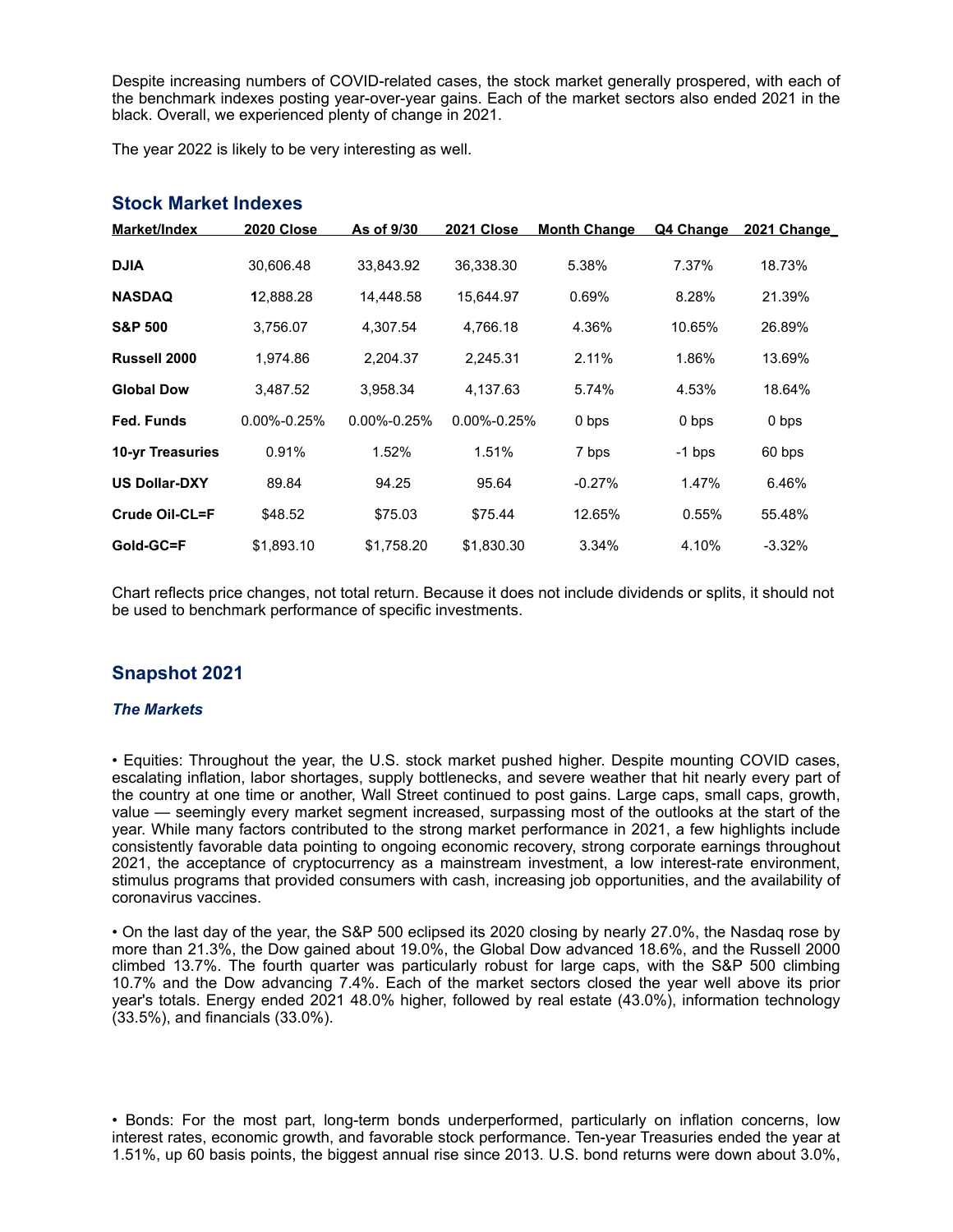Despite increasing numbers of COVID-related cases, the stock market generally prospered, with each of the benchmark indexes posting year-over-year gains. Each of the market sectors also ended 2021 in the black. Overall, we experienced plenty of change in 2021.

The year 2022 is likely to be very interesting as well.

## Stock Market Indexes

| Market/Index | 2020 Close | As of 9/30 | 2021 Close | Month Change | Q4 Change | 2021 Change |
|---|---|---|---|---|---|---|
| **DJIA** | 30,606.48 | 33,843.92 | 36,338.30 | 5.38% | 7.37% | 18.73% |
| **NASDAQ** | 12,888.28 | 14,448.58 | 15,644.97 | 0.69% | 8.28% | 21.39% |
| **S&P 500** | 3,756.07 | 4,307.54 | 4,766.18 | 4.36% | 10.65% | 26.89% |
| **Russell 2000** | 1,974.86 | 2,204.37 | 2,245.31 | 2.11% | 1.86% | 13.69% |
| **Global Dow** | 3,487.52 | 3,958.34 | 4,137.63 | 5.74% | 4.53% | 18.64% |
| **Fed. Funds** | 0.00%-0.25% | 0.00%-0.25% | 0.00%-0.25% | 0 bps | 0 bps | 0 bps |
| **10-yr Treasuries** | 0.91% | 1.52% | 1.51% | 7 bps | -1 bps | 60 bps |
| **US Dollar-DXY** | 89.84 | 94.25 | 95.64 | -0.27% | 1.47% | 6.46% |
| **Crude Oil-CL=F** | $48.52 | $75.03 | $75.44 | 12.65% | 0.55% | 55.48% |
| **Gold-GC=F** | $1,893.10 | $1,758.20 | $1,830.30 | 3.34% | 4.10% | -3.32% |

Chart reflects price changes, not total return. Because it does not include dividends or splits, it should not be used to benchmark performance of specific investments.

## Snapshot 2021

### *The Markets*

• Equities: Throughout the year, the U.S. stock market pushed higher. Despite mounting COVID cases, escalating inflation, labor shortages, supply bottlenecks, and severe weather that hit nearly every part of the country at one time or another, Wall Street continued to post gains. Large caps, small caps, growth, value — seemingly every market segment increased, surpassing most of the outlooks at the start of the year. While many factors contributed to the strong market performance in 2021, a few highlights include consistently favorable data pointing to ongoing economic recovery, strong corporate earnings throughout 2021, the acceptance of cryptocurrency as a mainstream investment, a low interest-rate environment, stimulus programs that provided consumers with cash, increasing job opportunities, and the availability of coronavirus vaccines.

• On the last day of the year, the S&P 500 eclipsed its 2020 closing by nearly 27.0%, the Nasdaq rose by more than 21.3%, the Dow gained about 19.0%, the Global Dow advanced 18.6%, and the Russell 2000 climbed 13.7%. The fourth quarter was particularly robust for large caps, with the S&P 500 climbing 10.7% and the Dow advancing 7.4%. Each of the market sectors closed the year well above its prior year's totals. Energy ended 2021 48.0% higher, followed by real estate (43.0%), information technology (33.5%), and financials (33.0%).

• Bonds: For the most part, long-term bonds underperformed, particularly on inflation concerns, low interest rates, economic growth, and favorable stock performance. Ten-year Treasuries ended the year at 1.51%, up 60 basis points, the biggest annual rise since 2013. U.S. bond returns were down about 3.0%,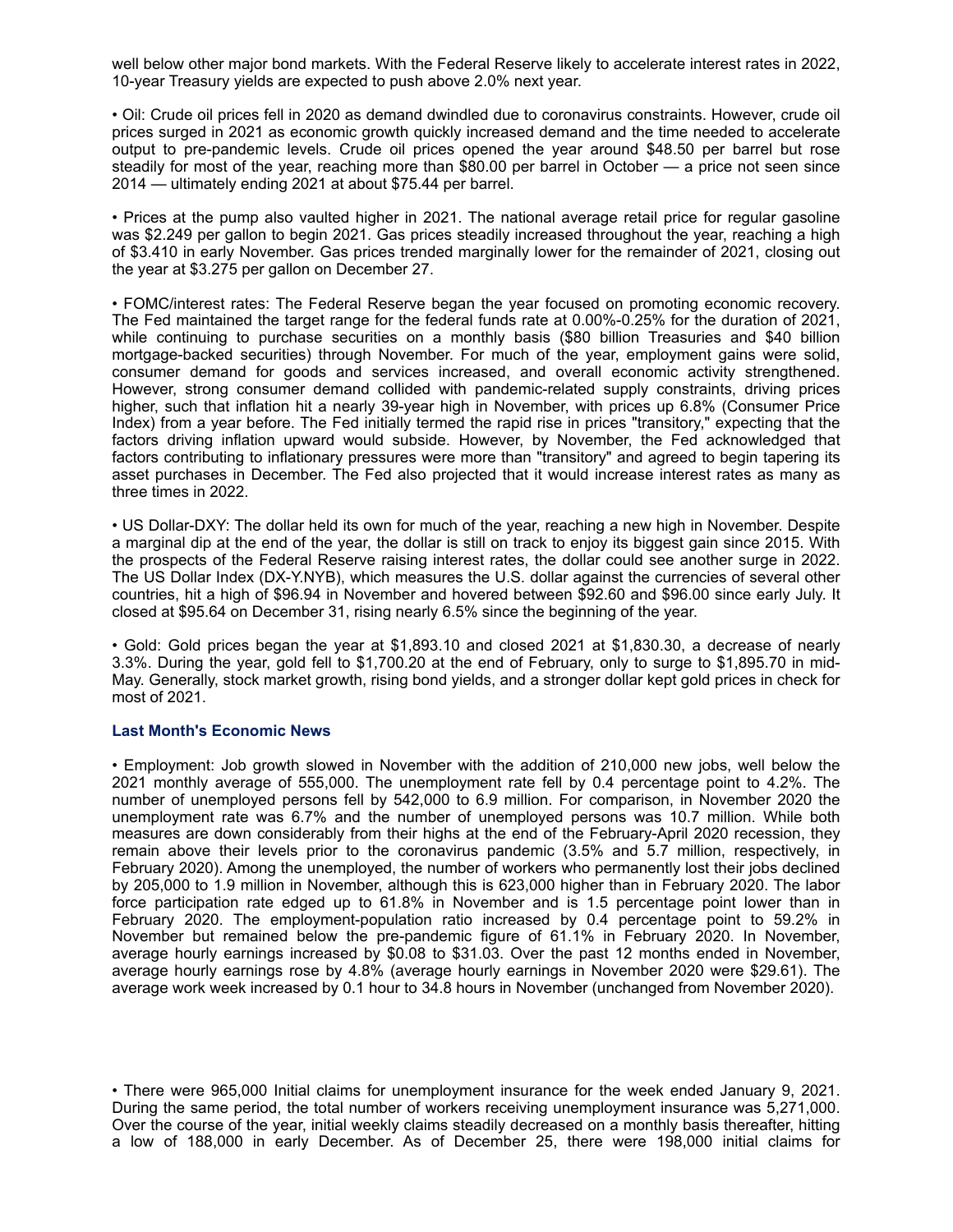well below other major bond markets. With the Federal Reserve likely to accelerate interest rates in 2022, 10-year Treasury yields are expected to push above 2.0% next year.

• Oil: Crude oil prices fell in 2020 as demand dwindled due to coronavirus constraints. However, crude oil prices surged in 2021 as economic growth quickly increased demand and the time needed to accelerate output to pre-pandemic levels. Crude oil prices opened the year around $48.50 per barrel but rose steadily for most of the year, reaching more than $80.00 per barrel in October — a price not seen since 2014 — ultimately ending 2021 at about $75.44 per barrel.

• Prices at the pump also vaulted higher in 2021. The national average retail price for regular gasoline was $2.249 per gallon to begin 2021. Gas prices steadily increased throughout the year, reaching a high of $3.410 in early November. Gas prices trended marginally lower for the remainder of 2021, closing out the year at $3.275 per gallon on December 27.

• FOMC/interest rates: The Federal Reserve began the year focused on promoting economic recovery. The Fed maintained the target range for the federal funds rate at 0.00%-0.25% for the duration of 2021, while continuing to purchase securities on a monthly basis ($80 billion Treasuries and $40 billion mortgage-backed securities) through November. For much of the year, employment gains were solid, consumer demand for goods and services increased, and overall economic activity strengthened. However, strong consumer demand collided with pandemic-related supply constraints, driving prices higher, such that inflation hit a nearly 39-year high in November, with prices up 6.8% (Consumer Price Index) from a year before. The Fed initially termed the rapid rise in prices "transitory," expecting that the factors driving inflation upward would subside. However, by November, the Fed acknowledged that factors contributing to inflationary pressures were more than "transitory" and agreed to begin tapering its asset purchases in December. The Fed also projected that it would increase interest rates as many as three times in 2022.

• US Dollar-DXY: The dollar held its own for much of the year, reaching a new high in November. Despite a marginal dip at the end of the year, the dollar is still on track to enjoy its biggest gain since 2015. With the prospects of the Federal Reserve raising interest rates, the dollar could see another surge in 2022. The US Dollar Index (DX-Y.NYB), which measures the U.S. dollar against the currencies of several other countries, hit a high of $96.94 in November and hovered between $92.60 and $96.00 since early July. It closed at $95.64 on December 31, rising nearly 6.5% since the beginning of the year.

• Gold: Gold prices began the year at $1,893.10 and closed 2021 at $1,830.30, a decrease of nearly 3.3%. During the year, gold fell to $1,700.20 at the end of February, only to surge to $1,895.70 in mid-May. Generally, stock market growth, rising bond yields, and a stronger dollar kept gold prices in check for most of 2021.

### Last Month's Economic News

• Employment: Job growth slowed in November with the addition of 210,000 new jobs, well below the 2021 monthly average of 555,000. The unemployment rate fell by 0.4 percentage point to 4.2%. The number of unemployed persons fell by 542,000 to 6.9 million. For comparison, in November 2020 the unemployment rate was 6.7% and the number of unemployed persons was 10.7 million. While both measures are down considerably from their highs at the end of the February-April 2020 recession, they remain above their levels prior to the coronavirus pandemic (3.5% and 5.7 million, respectively, in February 2020). Among the unemployed, the number of workers who permanently lost their jobs declined by 205,000 to 1.9 million in November, although this is 623,000 higher than in February 2020. The labor force participation rate edged up to 61.8% in November and is 1.5 percentage point lower than in February 2020. The employment-population ratio increased by 0.4 percentage point to 59.2% in November but remained below the pre-pandemic figure of 61.1% in February 2020. In November, average hourly earnings increased by $0.08 to $31.03. Over the past 12 months ended in November, average hourly earnings rose by 4.8% (average hourly earnings in November 2020 were $29.61). The average work week increased by 0.1 hour to 34.8 hours in November (unchanged from November 2020).

• There were 965,000 Initial claims for unemployment insurance for the week ended January 9, 2021. During the same period, the total number of workers receiving unemployment insurance was 5,271,000. Over the course of the year, initial weekly claims steadily decreased on a monthly basis thereafter, hitting a low of 188,000 in early December. As of December 25, there were 198,000 initial claims for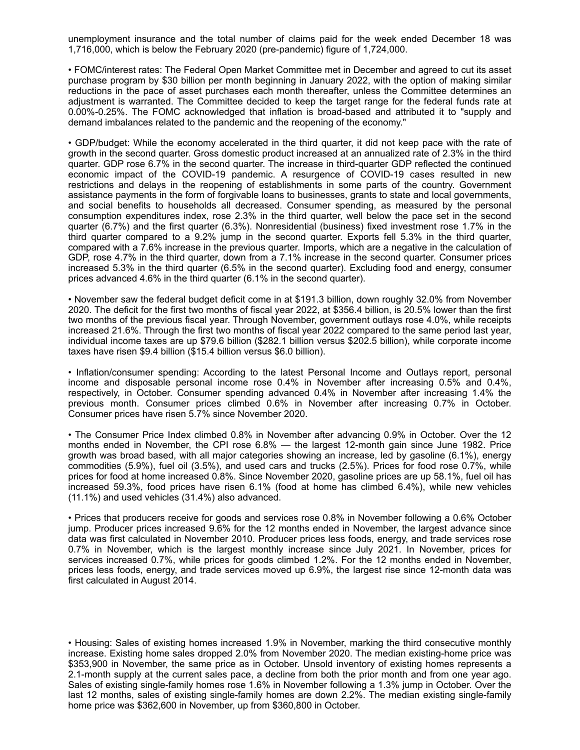unemployment insurance and the total number of claims paid for the week ended December 18 was 1,716,000, which is below the February 2020 (pre-pandemic) figure of 1,724,000.

• FOMC/interest rates: The Federal Open Market Committee met in December and agreed to cut its asset purchase program by $30 billion per month beginning in January 2022, with the option of making similar reductions in the pace of asset purchases each month thereafter, unless the Committee determines an adjustment is warranted. The Committee decided to keep the target range for the federal funds rate at 0.00%-0.25%. The FOMC acknowledged that inflation is broad-based and attributed it to "supply and demand imbalances related to the pandemic and the reopening of the economy."

• GDP/budget: While the economy accelerated in the third quarter, it did not keep pace with the rate of growth in the second quarter. Gross domestic product increased at an annualized rate of 2.3% in the third quarter. GDP rose 6.7% in the second quarter. The increase in third-quarter GDP reflected the continued economic impact of the COVID-19 pandemic. A resurgence of COVID-19 cases resulted in new restrictions and delays in the reopening of establishments in some parts of the country. Government assistance payments in the form of forgivable loans to businesses, grants to state and local governments, and social benefits to households all decreased. Consumer spending, as measured by the personal consumption expenditures index, rose 2.3% in the third quarter, well below the pace set in the second quarter (6.7%) and the first quarter (6.3%). Nonresidential (business) fixed investment rose 1.7% in the third quarter compared to a 9.2% jump in the second quarter. Exports fell 5.3% in the third quarter, compared with a 7.6% increase in the previous quarter. Imports, which are a negative in the calculation of GDP, rose 4.7% in the third quarter, down from a 7.1% increase in the second quarter. Consumer prices increased 5.3% in the third quarter (6.5% in the second quarter). Excluding food and energy, consumer prices advanced 4.6% in the third quarter (6.1% in the second quarter).

• November saw the federal budget deficit come in at $191.3 billion, down roughly 32.0% from November 2020. The deficit for the first two months of fiscal year 2022, at $356.4 billion, is 20.5% lower than the first two months of the previous fiscal year. Through November, government outlays rose 4.0%, while receipts increased 21.6%. Through the first two months of fiscal year 2022 compared to the same period last year, individual income taxes are up $79.6 billion ($282.1 billion versus $202.5 billion), while corporate income taxes have risen $9.4 billion ($15.4 billion versus $6.0 billion).

• Inflation/consumer spending: According to the latest Personal Income and Outlays report, personal income and disposable personal income rose 0.4% in November after increasing 0.5% and 0.4%, respectively, in October. Consumer spending advanced 0.4% in November after increasing 1.4% the previous month. Consumer prices climbed 0.6% in November after increasing 0.7% in October. Consumer prices have risen 5.7% since November 2020.

• The Consumer Price Index climbed 0.8% in November after advancing 0.9% in October. Over the 12 months ended in November, the CPI rose 6.8% — the largest 12-month gain since June 1982. Price growth was broad based, with all major categories showing an increase, led by gasoline (6.1%), energy commodities (5.9%), fuel oil (3.5%), and used cars and trucks (2.5%). Prices for food rose 0.7%, while prices for food at home increased 0.8%. Since November 2020, gasoline prices are up 58.1%, fuel oil has increased 59.3%, food prices have risen 6.1% (food at home has climbed 6.4%), while new vehicles (11.1%) and used vehicles (31.4%) also advanced.

• Prices that producers receive for goods and services rose 0.8% in November following a 0.6% October jump. Producer prices increased 9.6% for the 12 months ended in November, the largest advance since data was first calculated in November 2010. Producer prices less foods, energy, and trade services rose 0.7% in November, which is the largest monthly increase since July 2021. In November, prices for services increased 0.7%, while prices for goods climbed 1.2%. For the 12 months ended in November, prices less foods, energy, and trade services moved up 6.9%, the largest rise since 12-month data was first calculated in August 2014.

• Housing: Sales of existing homes increased 1.9% in November, marking the third consecutive monthly increase. Existing home sales dropped 2.0% from November 2020. The median existing-home price was $353,900 in November, the same price as in October. Unsold inventory of existing homes represents a 2.1-month supply at the current sales pace, a decline from both the prior month and from one year ago. Sales of existing single-family homes rose 1.6% in November following a 1.3% jump in October. Over the last 12 months, sales of existing single-family homes are down 2.2%. The median existing single-family home price was $362,600 in November, up from $360,800 in October.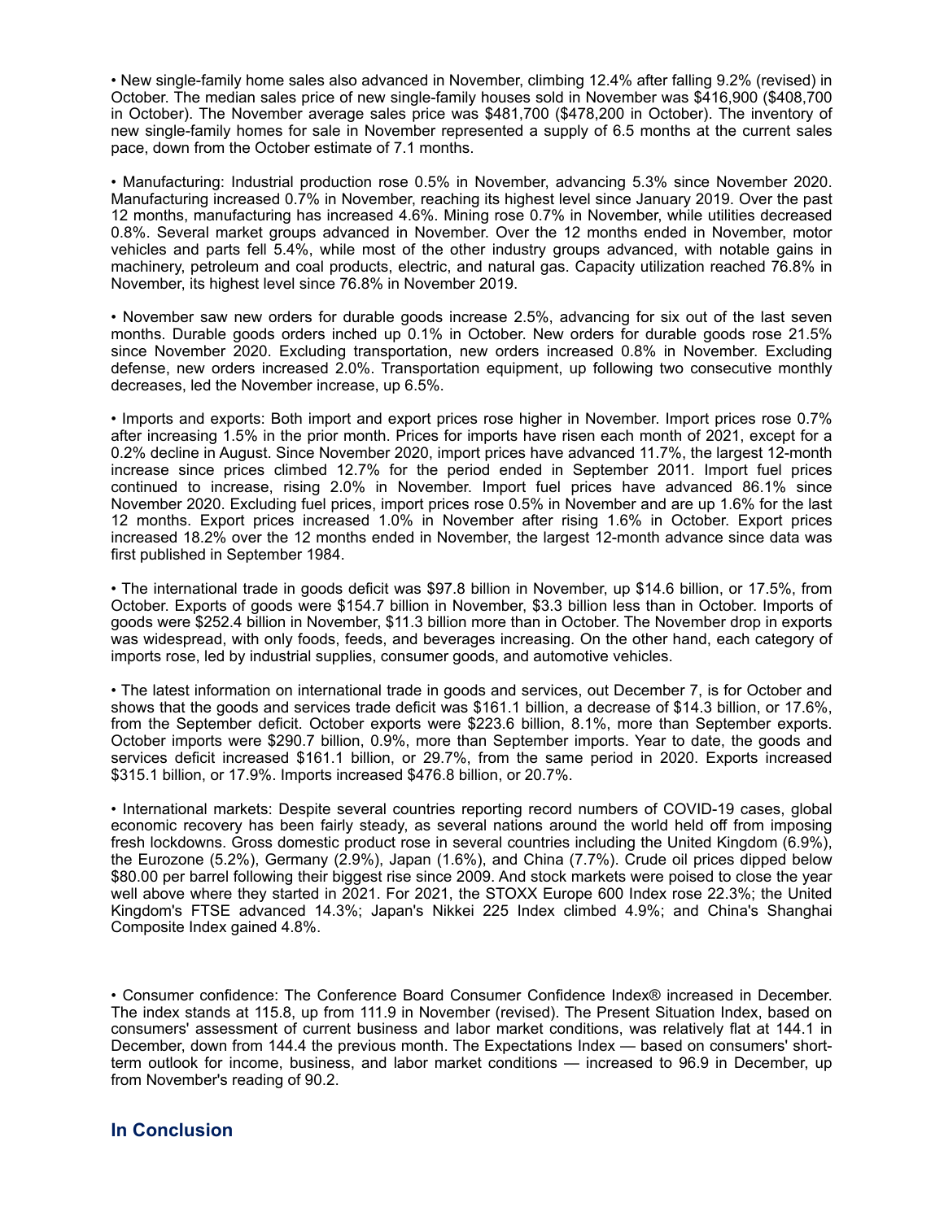• New single-family home sales also advanced in November, climbing 12.4% after falling 9.2% (revised) in October. The median sales price of new single-family houses sold in November was $416,900 ($408,700 in October). The November average sales price was $481,700 ($478,200 in October). The inventory of new single-family homes for sale in November represented a supply of 6.5 months at the current sales pace, down from the October estimate of 7.1 months.

• Manufacturing: Industrial production rose 0.5% in November, advancing 5.3% since November 2020. Manufacturing increased 0.7% in November, reaching its highest level since January 2019. Over the past 12 months, manufacturing has increased 4.6%. Mining rose 0.7% in November, while utilities decreased 0.8%. Several market groups advanced in November. Over the 12 months ended in November, motor vehicles and parts fell 5.4%, while most of the other industry groups advanced, with notable gains in machinery, petroleum and coal products, electric, and natural gas. Capacity utilization reached 76.8% in November, its highest level since 76.8% in November 2019.

• November saw new orders for durable goods increase 2.5%, advancing for six out of the last seven months. Durable goods orders inched up 0.1% in October. New orders for durable goods rose 21.5% since November 2020. Excluding transportation, new orders increased 0.8% in November. Excluding defense, new orders increased 2.0%. Transportation equipment, up following two consecutive monthly decreases, led the November increase, up 6.5%.

• Imports and exports: Both import and export prices rose higher in November. Import prices rose 0.7% after increasing 1.5% in the prior month. Prices for imports have risen each month of 2021, except for a 0.2% decline in August. Since November 2020, import prices have advanced 11.7%, the largest 12-month increase since prices climbed 12.7% for the period ended in September 2011. Import fuel prices continued to increase, rising 2.0% in November. Import fuel prices have advanced 86.1% since November 2020. Excluding fuel prices, import prices rose 0.5% in November and are up 1.6% for the last 12 months. Export prices increased 1.0% in November after rising 1.6% in October. Export prices increased 18.2% over the 12 months ended in November, the largest 12-month advance since data was first published in September 1984.

• The international trade in goods deficit was $97.8 billion in November, up $14.6 billion, or 17.5%, from October. Exports of goods were $154.7 billion in November, $3.3 billion less than in October. Imports of goods were $252.4 billion in November, $11.3 billion more than in October. The November drop in exports was widespread, with only foods, feeds, and beverages increasing. On the other hand, each category of imports rose, led by industrial supplies, consumer goods, and automotive vehicles.

• The latest information on international trade in goods and services, out December 7, is for October and shows that the goods and services trade deficit was $161.1 billion, a decrease of $14.3 billion, or 17.6%, from the September deficit. October exports were $223.6 billion, 8.1%, more than September exports. October imports were $290.7 billion, 0.9%, more than September imports. Year to date, the goods and services deficit increased $161.1 billion, or 29.7%, from the same period in 2020. Exports increased $315.1 billion, or 17.9%. Imports increased $476.8 billion, or 20.7%.

• International markets: Despite several countries reporting record numbers of COVID-19 cases, global economic recovery has been fairly steady, as several nations around the world held off from imposing fresh lockdowns. Gross domestic product rose in several countries including the United Kingdom (6.9%), the Eurozone (5.2%), Germany (2.9%), Japan (1.6%), and China (7.7%). Crude oil prices dipped below $80.00 per barrel following their biggest rise since 2009. And stock markets were poised to close the year well above where they started in 2021. For 2021, the STOXX Europe 600 Index rose 22.3%; the United Kingdom's FTSE advanced 14.3%; Japan's Nikkei 225 Index climbed 4.9%; and China's Shanghai Composite Index gained 4.8%.

• Consumer confidence: The Conference Board Consumer Confidence Index® increased in December. The index stands at 115.8, up from 111.9 in November (revised). The Present Situation Index, based on consumers' assessment of current business and labor market conditions, was relatively flat at 144.1 in December, down from 144.4 the previous month. The Expectations Index — based on consumers' short-term outlook for income, business, and labor market conditions — increased to 96.9 in December, up from November's reading of 90.2.

## In Conclusion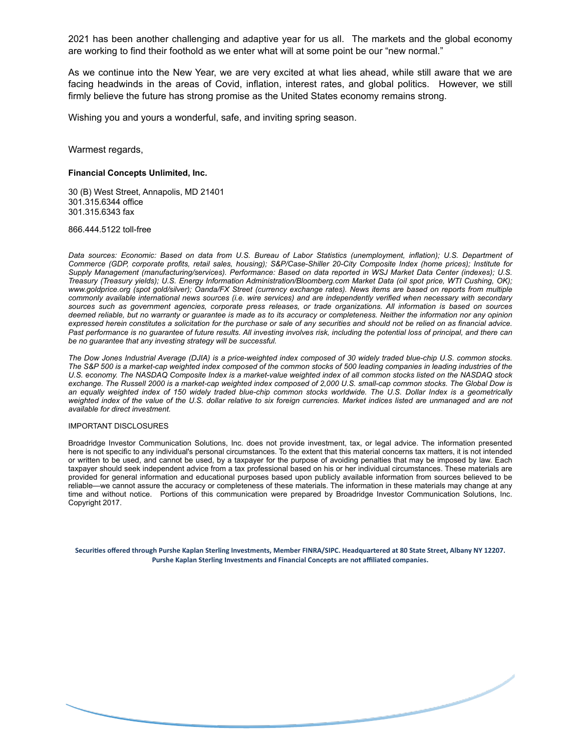2021 has been another challenging and adaptive year for us all. The markets and the global economy are working to find their foothold as we enter what will at some point be our "new normal."

As we continue into the New Year, we are very excited at what lies ahead, while still aware that we are facing headwinds in the areas of Covid, inflation, interest rates, and global politics. However, we still firmly believe the future has strong promise as the United States economy remains strong.

Wishing you and yours a wonderful, safe, and inviting spring season.

Warmest regards,

**Financial Concepts Unlimited, Inc.**

30 (B) West Street, Annapolis, MD 21401
301.315.6344 office
301.315.6343 fax

866.444.5122 toll-free

*Data sources: Economic: Based on data from U.S. Bureau of Labor Statistics (unemployment, inflation); U.S. Department of Commerce (GDP, corporate profits, retail sales, housing); S&P/Case-Shiller 20-City Composite Index (home prices); Institute for Supply Management (manufacturing/services). Performance: Based on data reported in WSJ Market Data Center (indexes); U.S. Treasury (Treasury yields); U.S. Energy Information Administration/Bloomberg.com Market Data (oil spot price, WTI Cushing, OK); www.goldprice.org (spot gold/silver); Oanda/FX Street (currency exchange rates). News items are based on reports from multiple commonly available international news sources (i.e. wire services) and are independently verified when necessary with secondary sources such as government agencies, corporate press releases, or trade organizations. All information is based on sources deemed reliable, but no warranty or guarantee is made as to its accuracy or completeness. Neither the information nor any opinion expressed herein constitutes a solicitation for the purchase or sale of any securities and should not be relied on as financial advice. Past performance is no guarantee of future results. All investing involves risk, including the potential loss of principal, and there can be no guarantee that any investing strategy will be successful.*

*The Dow Jones Industrial Average (DJIA) is a price-weighted index composed of 30 widely traded blue-chip U.S. common stocks. The S&P 500 is a market-cap weighted index composed of the common stocks of 500 leading companies in leading industries of the U.S. economy. The NASDAQ Composite Index is a market-value weighted index of all common stocks listed on the NASDAQ stock exchange. The Russell 2000 is a market-cap weighted index composed of 2,000 U.S. small-cap common stocks. The Global Dow is an equally weighted index of 150 widely traded blue-chip common stocks worldwide. The U.S. Dollar Index is a geometrically weighted index of the value of the U.S. dollar relative to six foreign currencies. Market indices listed are unmanaged and are not available for direct investment.*

IMPORTANT DISCLOSURES

Broadridge Investor Communication Solutions, Inc. does not provide investment, tax, or legal advice. The information presented here is not specific to any individual's personal circumstances. To the extent that this material concerns tax matters, it is not intended or written to be used, and cannot be used, by a taxpayer for the purpose of avoiding penalties that may be imposed by law. Each taxpayer should seek independent advice from a tax professional based on his or her individual circumstances. These materials are provided for general information and educational purposes based upon publicly available information from sources believed to be reliable—we cannot assure the accuracy or completeness of these materials. The information in these materials may change at any time and without notice. Portions of this communication were prepared by Broadridge Investor Communication Solutions, Inc. Copyright 2017.

**Securities offered through Purshe Kaplan Sterling Investments, Member FINRA/SIPC. Headquartered at 80 State Street, Albany NY 12207. Purshe Kaplan Sterling Investments and Financial Concepts are not affiliated companies.**